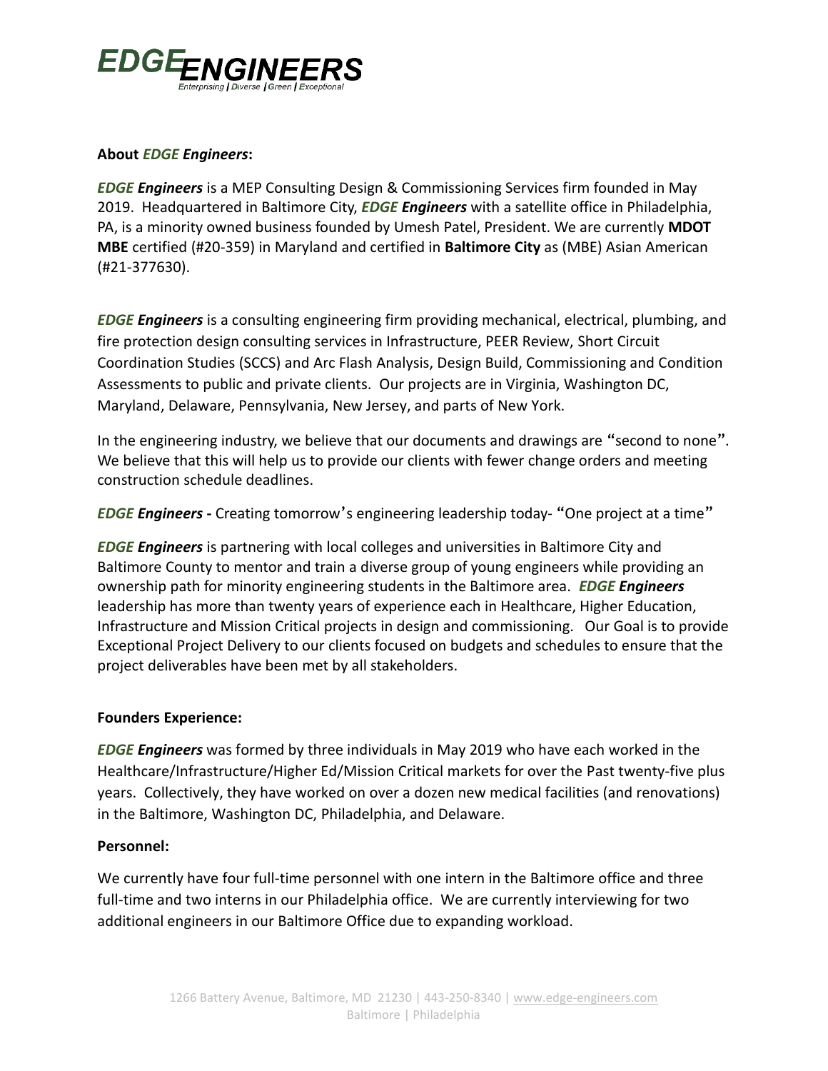# EDGE ENGINEERS

*Enterprising | Diverse | Green | Exceptional*

**About *EDGE Engineers*:**

***EDGE Engineers*** is a MEP Consulting Design & Commissioning Services firm founded in May 2019. Headquartered in Baltimore City, ***EDGE Engineers*** with a satellite office in Philadelphia, PA, is a minority owned business founded by Umesh Patel, President. We are currently **MDOT MBE** certified (#20-359) in Maryland and certified in **Baltimore City** as (MBE) Asian American (#21-377630).

***EDGE Engineers*** is a consulting engineering firm providing mechanical, electrical, plumbing, and fire protection design consulting services in Infrastructure, PEER Review, Short Circuit Coordination Studies (SCCS) and Arc Flash Analysis, Design Build, Commissioning and Condition Assessments to public and private clients. Our projects are in Virginia, Washington DC, Maryland, Delaware, Pennsylvania, New Jersey, and parts of New York.

In the engineering industry, we believe that our documents and drawings are "second to none". We believe that this will help us to provide our clients with fewer change orders and meeting construction schedule deadlines.

***EDGE Engineers* -** Creating tomorrow's engineering leadership today- "One project at a time"

***EDGE Engineers*** is partnering with local colleges and universities in Baltimore City and Baltimore County to mentor and train a diverse group of young engineers while providing an ownership path for minority engineering students in the Baltimore area. ***EDGE Engineers*** leadership has more than twenty years of experience each in Healthcare, Higher Education, Infrastructure and Mission Critical projects in design and commissioning. Our Goal is to provide Exceptional Project Delivery to our clients focused on budgets and schedules to ensure that the project deliverables have been met by all stakeholders.

**Founders Experience:**

***EDGE Engineers*** was formed by three individuals in May 2019 who have each worked in the Healthcare/Infrastructure/Higher Ed/Mission Critical markets for over the Past twenty-five plus years. Collectively, they have worked on over a dozen new medical facilities (and renovations) in the Baltimore, Washington DC, Philadelphia, and Delaware.

**Personnel:**

We currently have four full-time personnel with one intern in the Baltimore office and three full-time and two interns in our Philadelphia office. We are currently interviewing for two additional engineers in our Baltimore Office due to expanding workload.

1266 Battery Avenue, Baltimore, MD 21230 | 443-250-8340 | www.edge-engineers.com
Baltimore | Philadelphia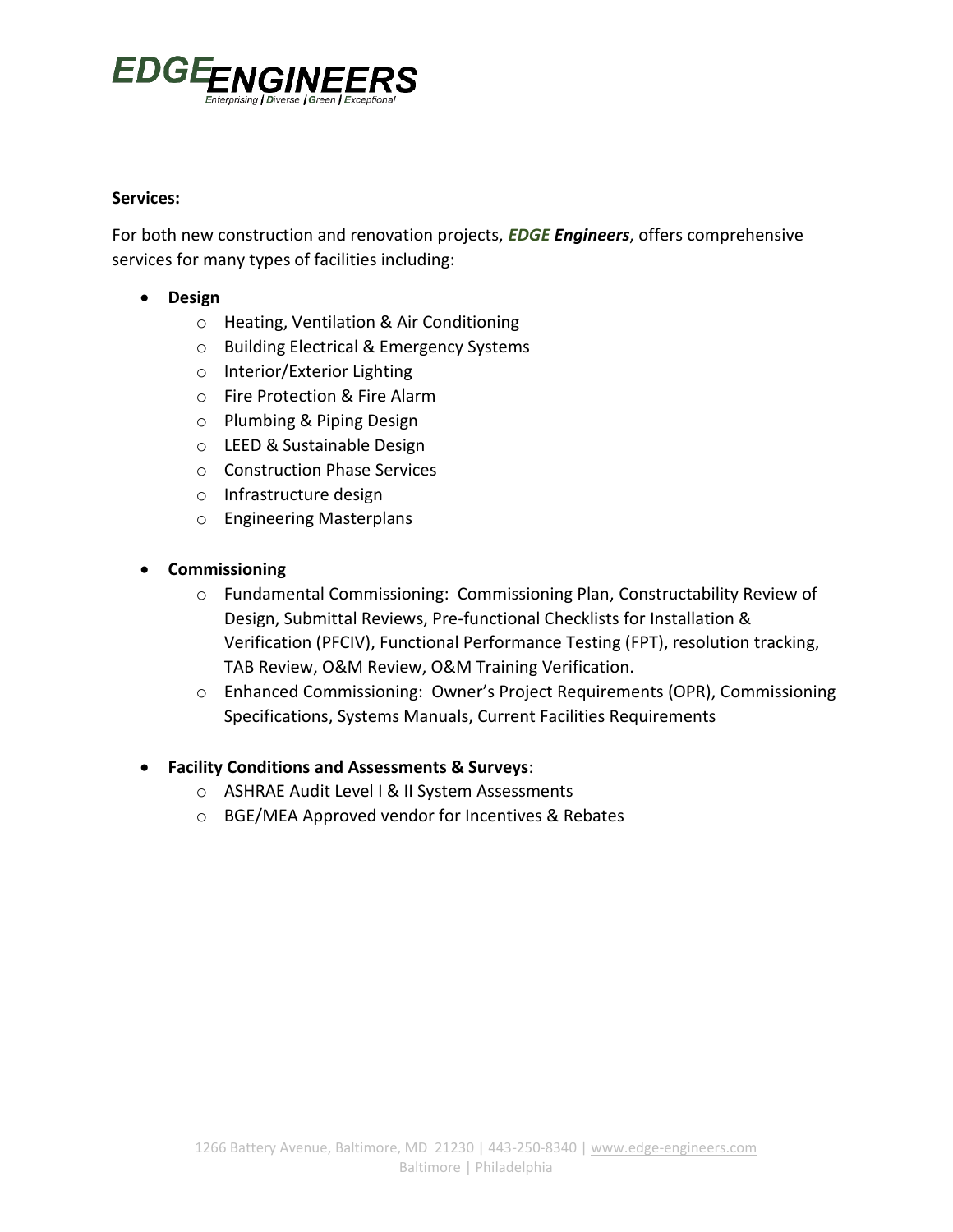**Services:**

For both new construction and renovation projects, ***EDGE Engineers***, offers comprehensive services for many types of facilities including:

- **Design**
  - Heating, Ventilation & Air Conditioning
  - Building Electrical & Emergency Systems
  - Interior/Exterior Lighting
  - Fire Protection & Fire Alarm
  - Plumbing & Piping Design
  - LEED & Sustainable Design
  - Construction Phase Services
  - Infrastructure design
  - Engineering Masterplans

- **Commissioning**
  - Fundamental Commissioning: Commissioning Plan, Constructability Review of Design, Submittal Reviews, Pre-functional Checklists for Installation & Verification (PFCIV), Functional Performance Testing (FPT), resolution tracking, TAB Review, O&M Review, O&M Training Verification.
  - Enhanced Commissioning: Owner's Project Requirements (OPR), Commissioning Specifications, Systems Manuals, Current Facilities Requirements

- **Facility Conditions and Assessments & Surveys**:
  - ASHRAE Audit Level I & II System Assessments
  - BGE/MEA Approved vendor for Incentives & Rebates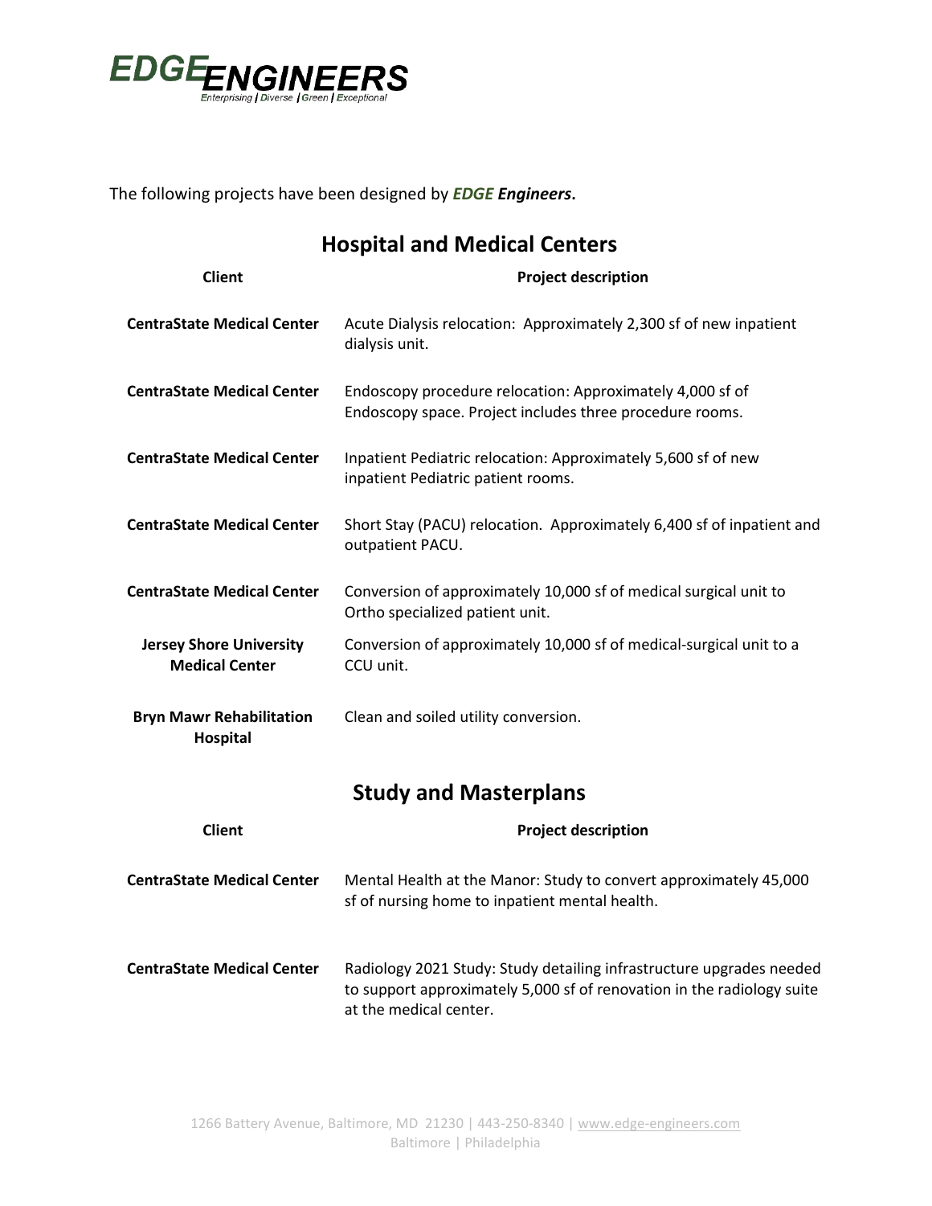The following projects have been designed by ***EDGE Engineers***.

## Hospital and Medical Centers

| Client | Project description |
| --- | --- |
| **CentraState Medical Center** | Acute Dialysis relocation: Approximately 2,300 sf of new inpatient dialysis unit. |
| **CentraState Medical Center** | Endoscopy procedure relocation: Approximately 4,000 sf of Endoscopy space. Project includes three procedure rooms. |
| **CentraState Medical Center** | Inpatient Pediatric relocation: Approximately 5,600 sf of new inpatient Pediatric patient rooms. |
| **CentraState Medical Center** | Short Stay (PACU) relocation. Approximately 6,400 sf of inpatient and outpatient PACU. |
| **CentraState Medical Center** | Conversion of approximately 10,000 sf of medical surgical unit to Ortho specialized patient unit. |
| **Jersey Shore University Medical Center** | Conversion of approximately 10,000 sf of medical-surgical unit to a CCU unit. |
| **Bryn Mawr Rehabilitation Hospital** | Clean and soiled utility conversion. |

## Study and Masterplans

| Client | Project description |
| --- | --- |
| **CentraState Medical Center** | Mental Health at the Manor: Study to convert approximately 45,000 sf of nursing home to inpatient mental health. |
| **CentraState Medical Center** | Radiology 2021 Study: Study detailing infrastructure upgrades needed to support approximately 5,000 sf of renovation in the radiology suite at the medical center. |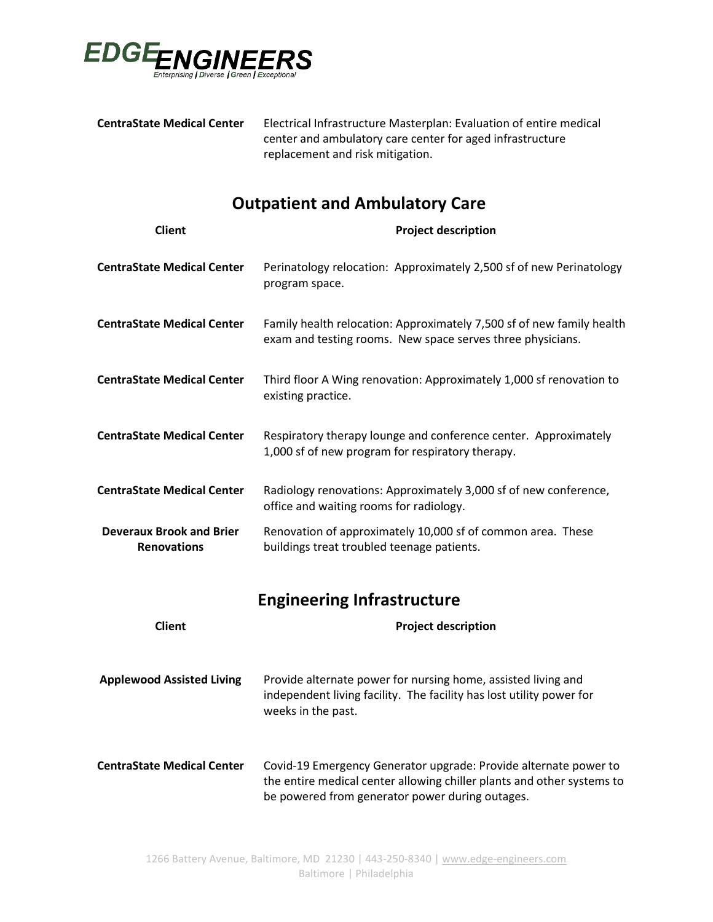| | |
|---|---|
| **CentraState Medical Center** | Electrical Infrastructure Masterplan: Evaluation of entire medical center and ambulatory care center for aged infrastructure replacement and risk mitigation. |

## Outpatient and Ambulatory Care

| Client | Project description |
|---|---|
| **CentraState Medical Center** | Perinatology relocation: Approximately 2,500 sf of new Perinatology program space. |
| **CentraState Medical Center** | Family health relocation: Approximately 7,500 sf of new family health exam and testing rooms. New space serves three physicians. |
| **CentraState Medical Center** | Third floor A Wing renovation: Approximately 1,000 sf renovation to existing practice. |
| **CentraState Medical Center** | Respiratory therapy lounge and conference center. Approximately 1,000 sf of new program for respiratory therapy. |
| **CentraState Medical Center** | Radiology renovations: Approximately 3,000 sf of new conference, office and waiting rooms for radiology. |
| **Deveraux Brook and Brier Renovations** | Renovation of approximately 10,000 sf of common area. These buildings treat troubled teenage patients. |

## Engineering Infrastructure

| Client | Project description |
|---|---|
| **Applewood Assisted Living** | Provide alternate power for nursing home, assisted living and independent living facility. The facility has lost utility power for weeks in the past. |
| **CentraState Medical Center** | Covid-19 Emergency Generator upgrade: Provide alternate power to the entire medical center allowing chiller plants and other systems to be powered from generator power during outages. |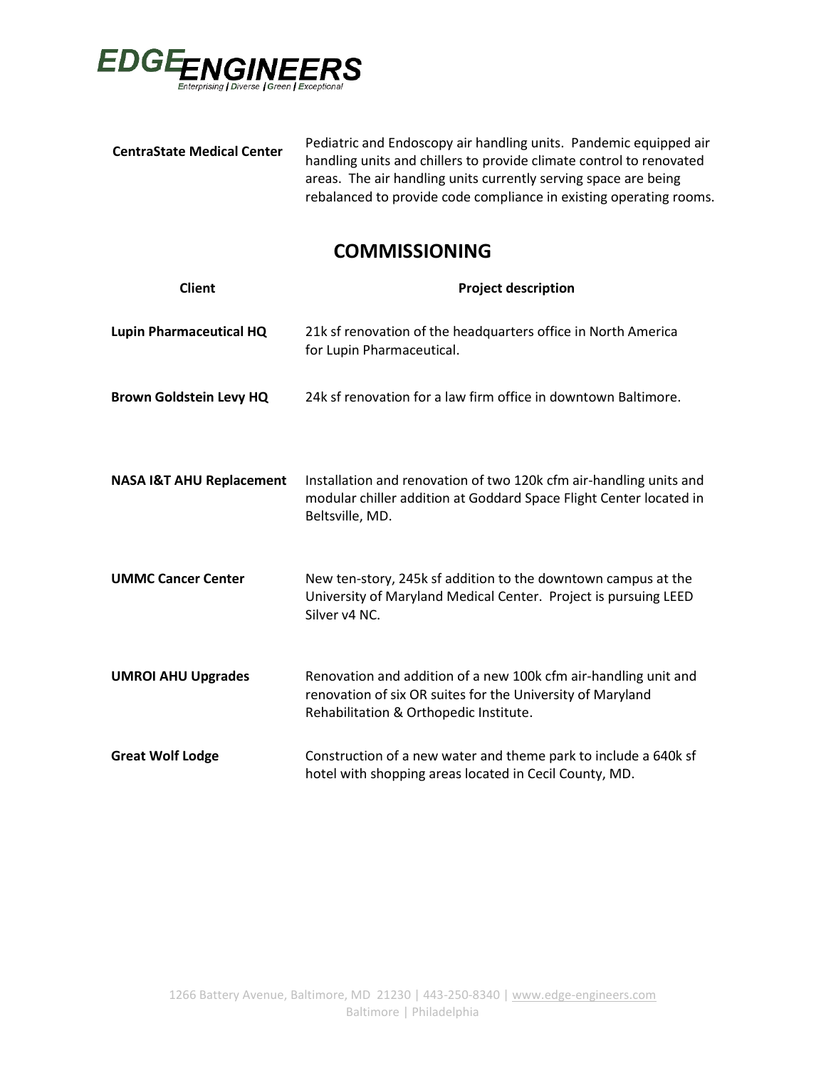| | |
|---|---|
| **CentraState Medical Center** | Pediatric and Endoscopy air handling units. Pandemic equipped air handling units and chillers to provide climate control to renovated areas. The air handling units currently serving space are being rebalanced to provide code compliance in existing operating rooms. |

## COMMISSIONING

| Client | Project description |
|---|---|
| **Lupin Pharmaceutical HQ** | 21k sf renovation of the headquarters office in North America for Lupin Pharmaceutical. |
| **Brown Goldstein Levy HQ** | 24k sf renovation for a law firm office in downtown Baltimore. |
| **NASA I&T AHU Replacement** | Installation and renovation of two 120k cfm air-handling units and modular chiller addition at Goddard Space Flight Center located in Beltsville, MD. |
| **UMMC Cancer Center** | New ten-story, 245k sf addition to the downtown campus at the University of Maryland Medical Center. Project is pursuing LEED Silver v4 NC. |
| **UMROI AHU Upgrades** | Renovation and addition of a new 100k cfm air-handling unit and renovation of six OR suites for the University of Maryland Rehabilitation & Orthopedic Institute. |
| **Great Wolf Lodge** | Construction of a new water and theme park to include a 640k sf hotel with shopping areas located in Cecil County, MD. |